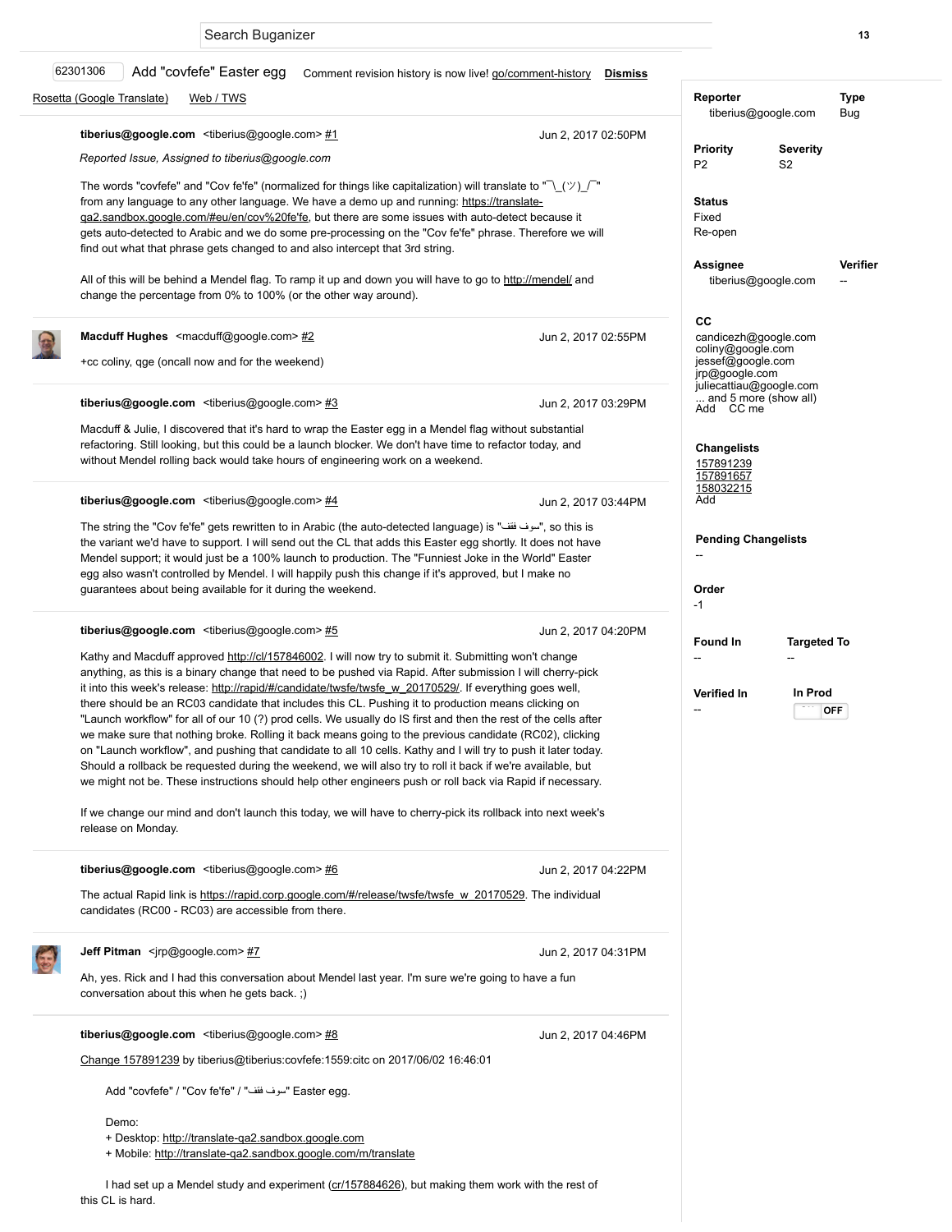Search Buganizer

62301306 Add "covfefe" Easter egg

Comment revision history is now live! go/comment-history **Dismiss**

Rosetta (Google Translate) Web / TWS

**tiberius@google.com** <tiberius@google.com> #1 Jun 2, 2017 02:50PM

*Reported Issue, Assigned to tiberius@google.com*

The words "covfefe" and "Cov fe'fe" (normalized for things like capitalization) will translate to "¯\_(ツ)_/¯" from any language to any other language. We have a demo up and running: https://translate-qa2.sandbox.google.com/#eu/en/cov%20fe'fe, but there are some issues with auto-detect because it gets auto-detected to Arabic and we do some pre-processing on the "Cov fe'fe" phrase. Therefore we will find out what that phrase gets changed to and also intercept that 3rd string.

All of this will be behind a Mendel flag. To ramp it up and down you will have to go to http://mendel/ and change the percentage from 0% to 100% (or the other way around).

**Macduff Hughes** <macduff@google.com> #2 Jun 2, 2017 02:55PM

+cc coliny, qge (oncall now and for the weekend)

**tiberius@google.com** <tiberius@google.com> #3 Jun 2, 2017 03:29PM

Macduff & Julie, I discovered that it's hard to wrap the Easter egg in a Mendel flag without substantial refactoring. Still looking, but this could be a launch blocker. We don't have time to refactor today, and without Mendel rolling back would take hours of engineering work on a weekend.

**tiberius@google.com** <tiberius@google.com> #4 Jun 2, 2017 03:44PM

The string the "Cov fe'fe" gets rewritten to in Arabic (the auto-detected language) is "سوف فقف", so this is the variant we'd have to support. I will send out the CL that adds this Easter egg shortly. It does not have Mendel support; it would just be a 100% launch to production. The "Funniest Joke in the World" Easter egg also wasn't controlled by Mendel. I will happily push this change if it's approved, but I make no guarantees about being available for it during the weekend.

**tiberius@google.com** <tiberius@google.com> #5 Jun 2, 2017 04:20PM

Kathy and Macduff approved http://cl/157846002. I will now try to submit it. Submitting won't change anything, as this is a binary change that need to be pushed via Rapid. After submission I will cherry-pick it into this week's release: http://rapid/#/candidate/twsfe/twsfe_w_20170529/. If everything goes well, there should be an RC03 candidate that includes this CL. Pushing it to production means clicking on "Launch workflow" for all of our 10 (?) prod cells. We usually do IS first and then the rest of the cells after we make sure that nothing broke. Rolling it back means going to the previous candidate (RC02), clicking on "Launch workflow", and pushing that candidate to all 10 cells. Kathy and I will try to push it later today. Should a rollback be requested during the weekend, we will also try to roll it back if we're available, but we might not be. These instructions should help other engineers push or roll back via Rapid if necessary.

If we change our mind and don't launch this today, we will have to cherry-pick its rollback into next week's release on Monday.

**tiberius@google.com** <tiberius@google.com> #6 Jun 2, 2017 04:22PM

The actual Rapid link is https://rapid.corp.google.com/#/release/twsfe/twsfe_w_20170529. The individual candidates (RC00 - RC03) are accessible from there.

**Jeff Pitman** <jrp@google.com> #7 Jun 2, 2017 04:31PM

Ah, yes. Rick and I had this conversation about Mendel last year. I'm sure we're going to have a fun conversation about this when he gets back. ;)

**tiberius@google.com** <tiberius@google.com> #8 Jun 2, 2017 04:46PM

Change 157891239 by tiberius@tiberius:covfefe:1559:citc on 2017/06/02 16:46:01

> Add "covfefe" / "Cov fe'fe" / "سوف فقف" Easter egg.
>
> Demo:
> + Desktop: http://translate-qa2.sandbox.google.com
> + Mobile: http://translate-qa2.sandbox.google.com/m/translate
>
> I had set up a Mendel study and experiment (cr/157884626), but making them work with the rest of this CL is hard.

**Reporter**
tiberius@google.com

**Type**
Bug

**Priority**
P2

**Severity**
S2

**Status**
Fixed
Re-open

**Assignee**
tiberius@google.com

**Verifier**
--

**CC**
candicezh@google.com
coliny@google.com
jessef@google.com
jrp@google.com
juliecattiau@google.com
... and 5 more (show all)
Add CC me

**Changelists**
157891239
157891657
158032215
Add

**Pending Changelists**
--

**Order**
-1

**Found In**
--

**Targeted To**
--

**Verified In**
--

**In Prod**
OFF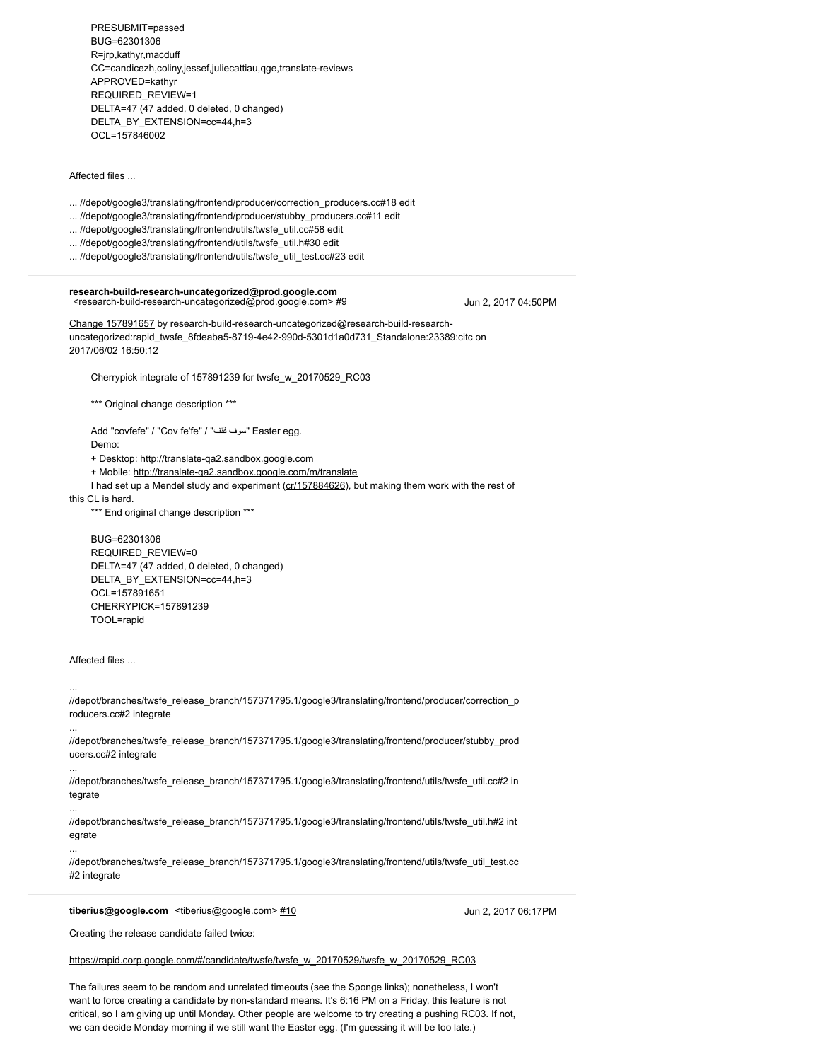PRESUBMIT=passed
BUG=62301306
R=jrp,kathyr,macduff
CC=candicezh,coliny,jessef,juliecattiau,qge,translate-reviews
APPROVED=kathyr
REQUIRED_REVIEW=1
DELTA=47 (47 added, 0 deleted, 0 changed)
DELTA_BY_EXTENSION=cc=44,h=3
OCL=157846002

Affected files ...

... //depot/google3/translating/frontend/producer/correction_producers.cc#18 edit
... //depot/google3/translating/frontend/producer/stubby_producers.cc#11 edit
... //depot/google3/translating/frontend/utils/twsfe_util.cc#58 edit
... //depot/google3/translating/frontend/utils/twsfe_util.h#30 edit
... //depot/google3/translating/frontend/utils/twsfe_util_test.cc#23 edit

---

**research-build-research-uncategorized@prod.google.com**
<research-build-research-uncategorized@prod.google.com> #9 Jun 2, 2017 04:50PM

Change 157891657 by research-build-research-uncategorized@research-build-research-uncategorized:rapid_twsfe_8fdeaba5-8719-4e42-990d-5301d1a0d731_Standalone:23389:citc on 2017/06/02 16:50:12

Cherrypick integrate of 157891239 for twsfe_w_20170529_RC03

*** Original change description ***

Add "covfefe" / "Cov fe'fe" / "سوف فقف" Easter egg.
Demo:
+ Desktop: http://translate-qa2.sandbox.google.com
+ Mobile: http://translate-qa2.sandbox.google.com/m/translate
I had set up a Mendel study and experiment (cr/157884626), but making them work with the rest of this CL is hard.
*** End original change description ***

BUG=62301306
REQUIRED_REVIEW=0
DELTA=47 (47 added, 0 deleted, 0 changed)
DELTA_BY_EXTENSION=cc=44,h=3
OCL=157891651
CHERRYPICK=157891239
TOOL=rapid

Affected files ...

... //depot/branches/twsfe_release_branch/157371795.1/google3/translating/frontend/producer/correction_producers.cc#2 integrate
... //depot/branches/twsfe_release_branch/157371795.1/google3/translating/frontend/producer/stubby_producers.cc#2 integrate
... //depot/branches/twsfe_release_branch/157371795.1/google3/translating/frontend/utils/twsfe_util.cc#2 integrate
... //depot/branches/twsfe_release_branch/157371795.1/google3/translating/frontend/utils/twsfe_util.h#2 integrate
... //depot/branches/twsfe_release_branch/157371795.1/google3/translating/frontend/utils/twsfe_util_test.cc#2 integrate

---

**tiberius@google.com** <tiberius@google.com> #10 Jun 2, 2017 06:17PM

Creating the release candidate failed twice:

https://rapid.corp.google.com/#/candidate/twsfe/twsfe_w_20170529/twsfe_w_20170529_RC03

The failures seem to be random and unrelated timeouts (see the Sponge links); nonetheless, I won't want to force creating a candidate by non-standard means. It's 6:16 PM on a Friday, this feature is not critical, so I am giving up until Monday. Other people are welcome to try creating a pushing RC03. If not, we can decide Monday morning if we still want the Easter egg. (I'm guessing it will be too late.)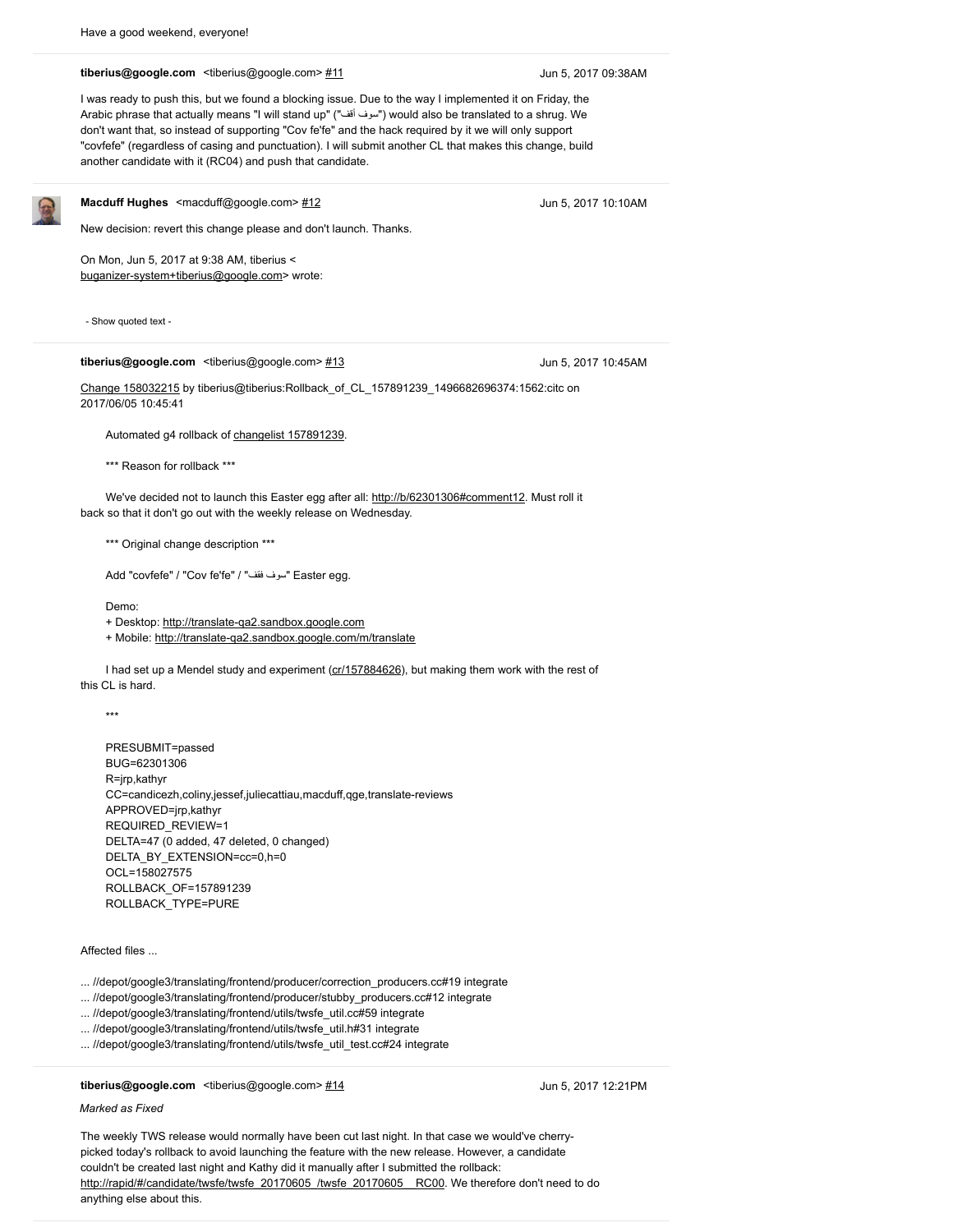Have a good weekend, everyone!

---

**tiberius@google.com** <tiberius@google.com> #11 Jun 5, 2017 09:38AM

I was ready to push this, but we found a blocking issue. Due to the way I implemented it on Friday, the Arabic phrase that actually means "I will stand up" ("سوف أقف") would also be translated to a shrug. We don't want that, so instead of supporting "Cov fe'fe" and the hack required by it we will only support "covfefe" (regardless of casing and punctuation). I will submit another CL that makes this change, build another candidate with it (RC04) and push that candidate.

---

**Macduff Hughes** <macduff@google.com> #12 Jun 5, 2017 10:10AM

New decision: revert this change please and don't launch. Thanks.

On Mon, Jun 5, 2017 at 9:38 AM, tiberius < buganizer-system+tiberius@google.com> wrote:

- Show quoted text -

---

**tiberius@google.com** <tiberius@google.com> #13 Jun 5, 2017 10:45AM

Change 158032215 by tiberius@tiberius:Rollback_of_CL_157891239_1496682696374:1562:citc on 2017/06/05 10:45:41

Automated g4 rollback of changelist 157891239.

*** Reason for rollback ***

We've decided not to launch this Easter egg after all: http://b/62301306#comment12. Must roll it back so that it don't go out with the weekly release on Wednesday.

*** Original change description ***

Add "covfefe" / "Cov fe'fe" / "سوف فقف" Easter egg.

Demo:
+ Desktop: http://translate-qa2.sandbox.google.com
+ Mobile: http://translate-qa2.sandbox.google.com/m/translate

I had set up a Mendel study and experiment (cr/157884626), but making them work with the rest of this CL is hard.

***

PRESUBMIT=passed
BUG=62301306
R=jrp,kathyr
CC=candicezh,coliny,jessef,juliecattiau,macduff,qge,translate-reviews
APPROVED=jrp,kathyr
REQUIRED_REVIEW=1
DELTA=47 (0 added, 47 deleted, 0 changed)
DELTA_BY_EXTENSION=cc=0,h=0
OCL=158027575
ROLLBACK_OF=157891239
ROLLBACK_TYPE=PURE

Affected files ...

... //depot/google3/translating/frontend/producer/correction_producers.cc#19 integrate
... //depot/google3/translating/frontend/producer/stubby_producers.cc#12 integrate
... //depot/google3/translating/frontend/utils/twsfe_util.cc#59 integrate
... //depot/google3/translating/frontend/utils/twsfe_util.h#31 integrate
... //depot/google3/translating/frontend/utils/twsfe_util_test.cc#24 integrate

---

**tiberius@google.com** <tiberius@google.com> #14 Jun 5, 2017 12:21PM

*Marked as Fixed*

The weekly TWS release would normally have been cut last night. In that case we would've cherry-picked today's rollback to avoid launching the feature with the new release. However, a candidate couldn't be created last night and Kathy did it manually after I submitted the rollback: http://rapid/#/candidate/twsfe/twsfe_20170605_/twsfe_20170605__RC00. We therefore don't need to do anything else about this.